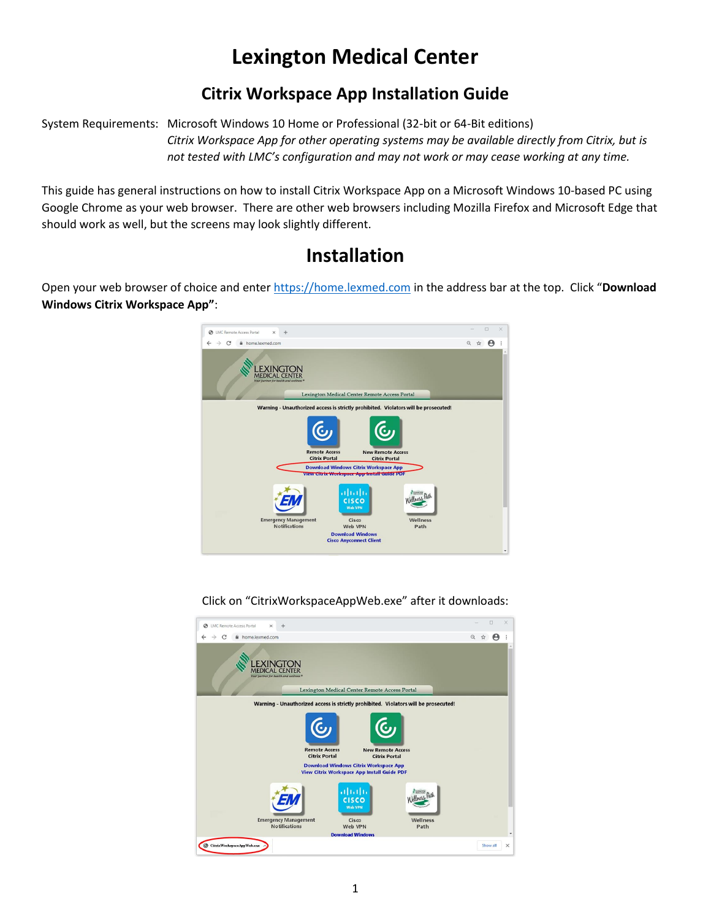# Lexington Medical Center

## Citrix Workspace App Installation Guide

System Requirements: Microsoft Windows 10 Home or Professional (32-bit or 64-Bit editions)
*Citrix Workspace App for other operating systems may be available directly from Citrix, but is not tested with LMC's configuration and may not work or may cease working at any time.*

This guide has general instructions on how to install Citrix Workspace App on a Microsoft Windows 10-based PC using Google Chrome as your web browser. There are other web browsers including Mozilla Firefox and Microsoft Edge that should work as well, but the screens may look slightly different.

## Installation

Open your web browser of choice and enter https://home.lexmed.com in the address bar at the top. Click "**Download Windows Citrix Workspace App"**:

Click on "CitrixWorkspaceAppWeb.exe" after it downloads: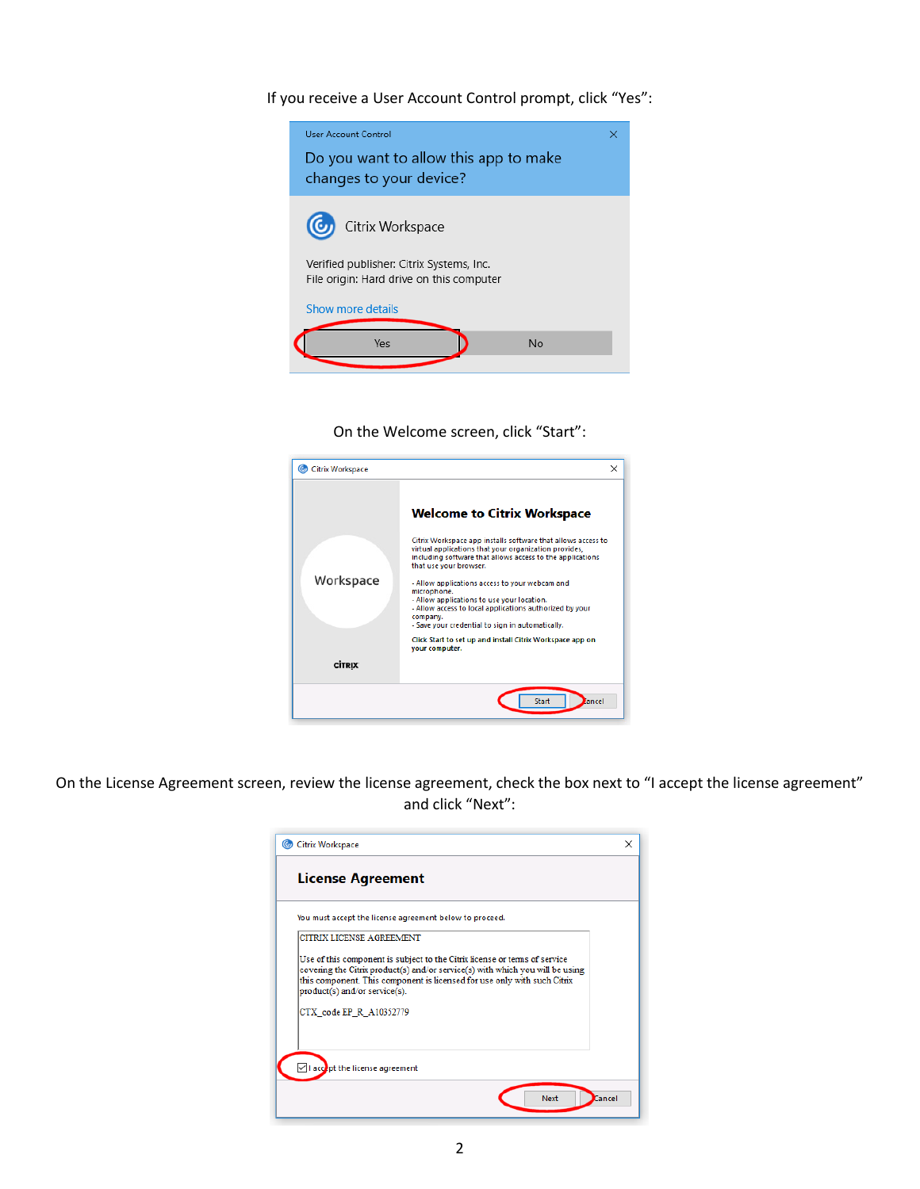If you receive a User Account Control prompt, click “Yes”:

On the Welcome screen, click “Start”:

On the License Agreement screen, review the license agreement, check the box next to “I accept the license agreement” and click “Next”: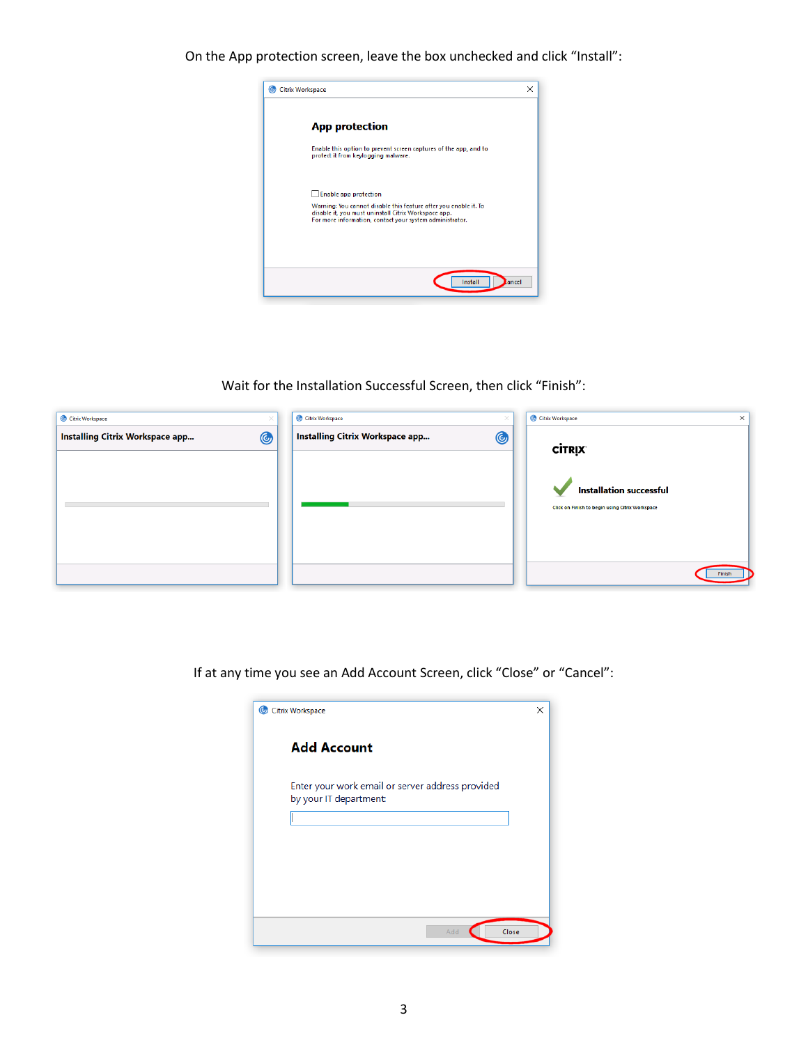On the App protection screen, leave the box unchecked and click "Install":

Wait for the Installation Successful Screen, then click "Finish":

If at any time you see an Add Account Screen, click "Close" or "Cancel":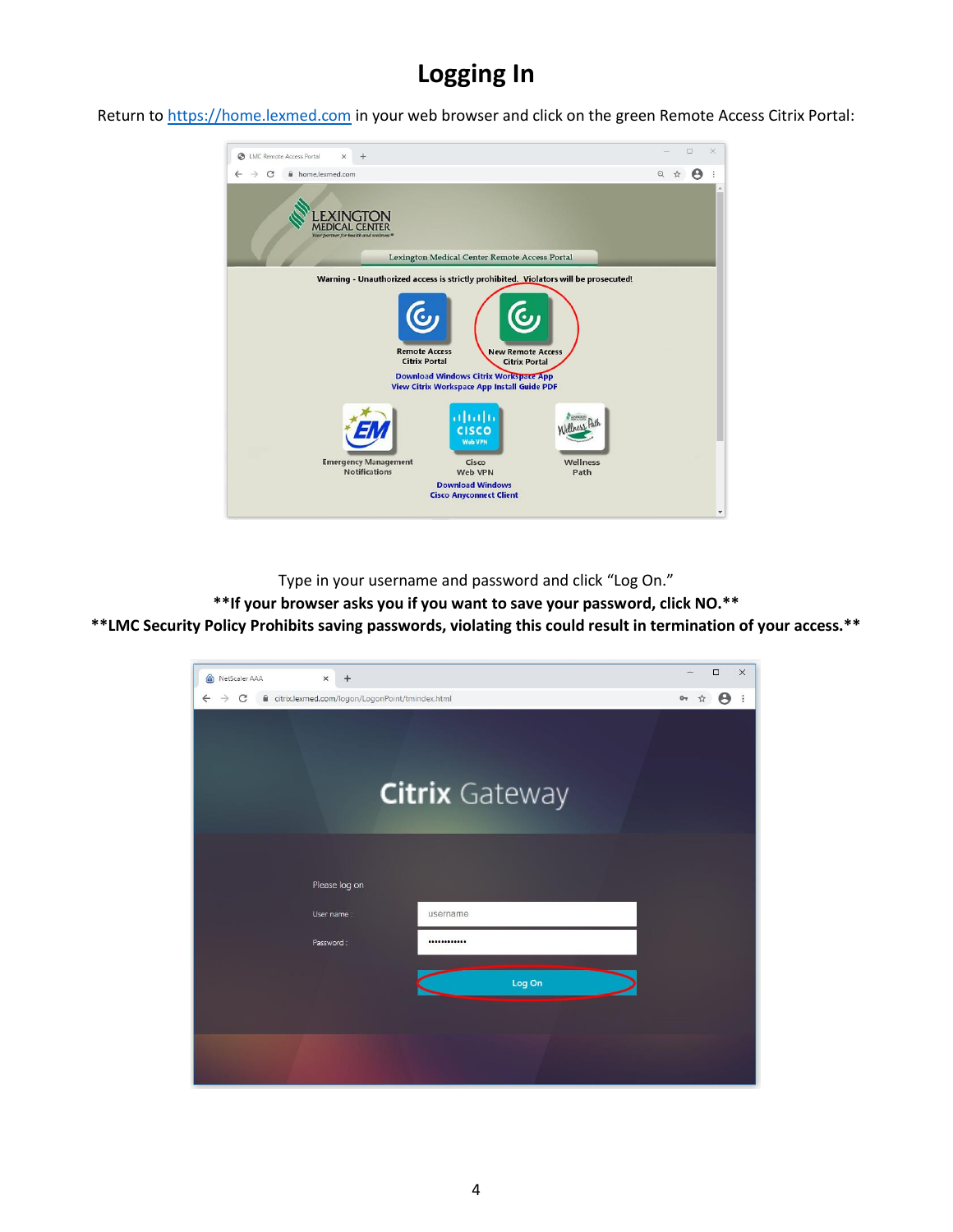# Logging In

Return to https://home.lexmed.com in your web browser and click on the green Remote Access Citrix Portal:

Type in your username and password and click "Log On."

**\*\*If your browser asks you if you want to save your password, click NO.\*\***

**\*\*LMC Security Policy Prohibits saving passwords, violating this could result in termination of your access.\*\***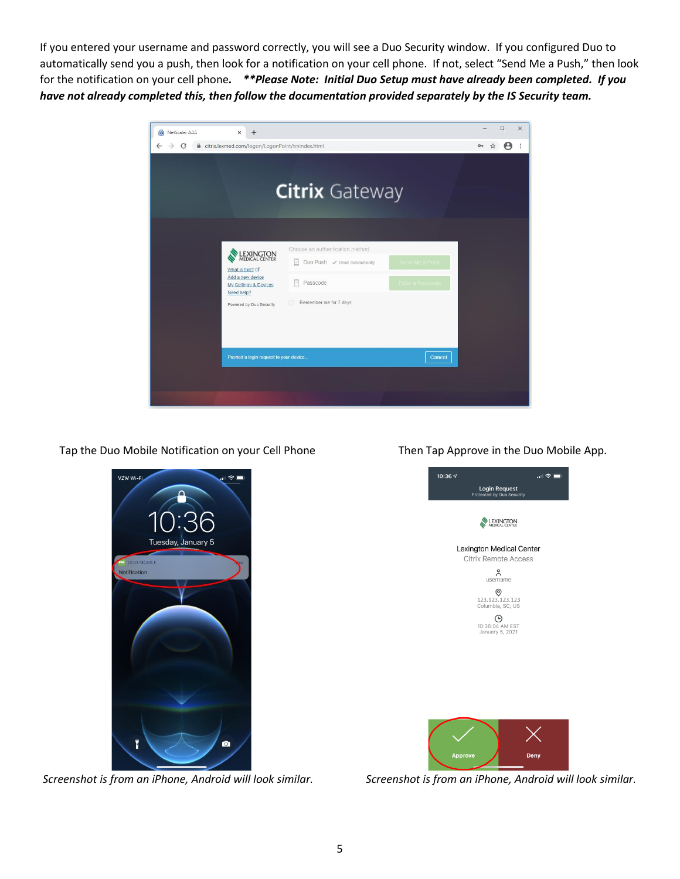If you entered your username and password correctly, you will see a Duo Security window. If you configured Duo to automatically send you a push, then look for a notification on your cell phone. If not, select "Send Me a Push," then look for the notification on your cell phone. ***\*Please Note: Initial Duo Setup must have already been completed. If you have not already completed this, then follow the documentation provided separately by the IS Security team.***

Tap the Duo Mobile Notification on your Cell Phone

*Screenshot is from an iPhone, Android will look similar.*

Then Tap Approve in the Duo Mobile App.

*Screenshot is from an iPhone, Android will look similar.*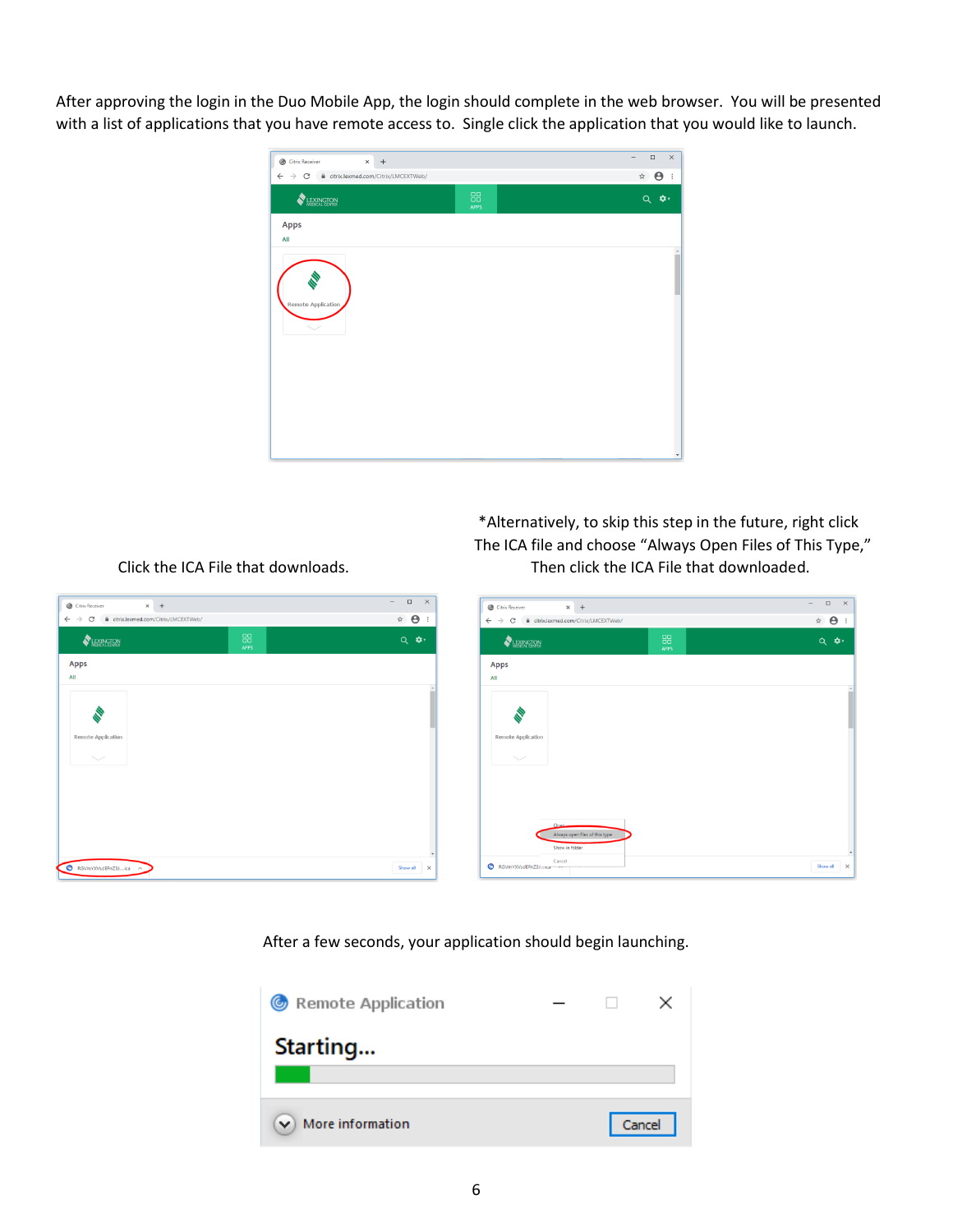After approving the login in the Duo Mobile App, the login should complete in the web browser. You will be presented with a list of applications that you have remote access to. Single click the application that you would like to launch.

Click the ICA File that downloads.

*Alternatively, to skip this step in the future, right click The ICA file and choose "Always Open Files of This Type," Then click the ICA File that downloaded.

After a few seconds, your application should begin launching.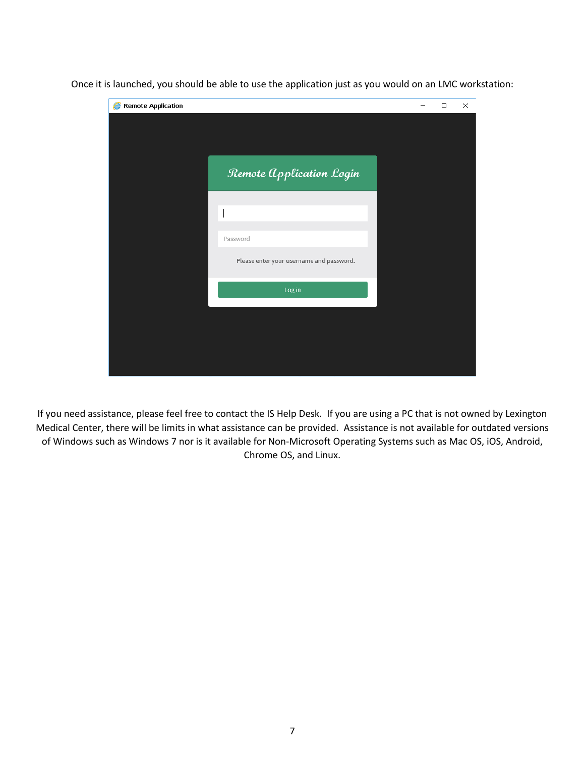Once it is launched, you should be able to use the application just as you would on an LMC workstation:

If you need assistance, please feel free to contact the IS Help Desk. If you are using a PC that is not owned by Lexington Medical Center, there will be limits in what assistance can be provided. Assistance is not available for outdated versions of Windows such as Windows 7 nor is it available for Non-Microsoft Operating Systems such as Mac OS, iOS, Android, Chrome OS, and Linux.